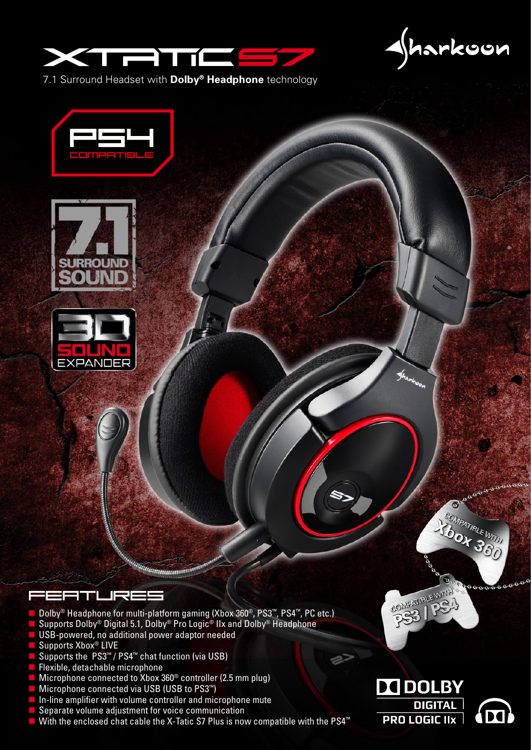# XTATIC S7

7.1 Surround Headset with **Dolby® Headphone** technology

Sharkoon

PS4 COMPATIBLE

7.1 SURROUND SOUND

3D SOUND EXPANDER

COMPATIBLE WITH Xbox 360

COMPATIBLE WITH PS3 / PS4

## FEATURES

- Dolby® Headphone for multi-platform gaming (Xbox 360®, PS3™, PS4™, PC etc.)
- Supports Dolby® Digital 5.1, Dolby® Pro Logic® IIx and Dolby® Headphone
- USB-powered, no additional power adaptor needed
- Supports Xbox® LIVE
- Supports the PS3™ / PS4™ chat function (via USB)
- Flexible, detachable microphone
- Microphone connected to Xbox 360® controller (2.5 mm plug)
- Microphone connected via USB (USB to PS3™)
- In-line amplifier with volume controller and microphone mute
- Separate volume adjustment for voice communication
- With the enclosed chat cable the X-Tatic S7 Plus is now compatible with the PS4™

DOLBY DIGITAL PRO LOGIC IIx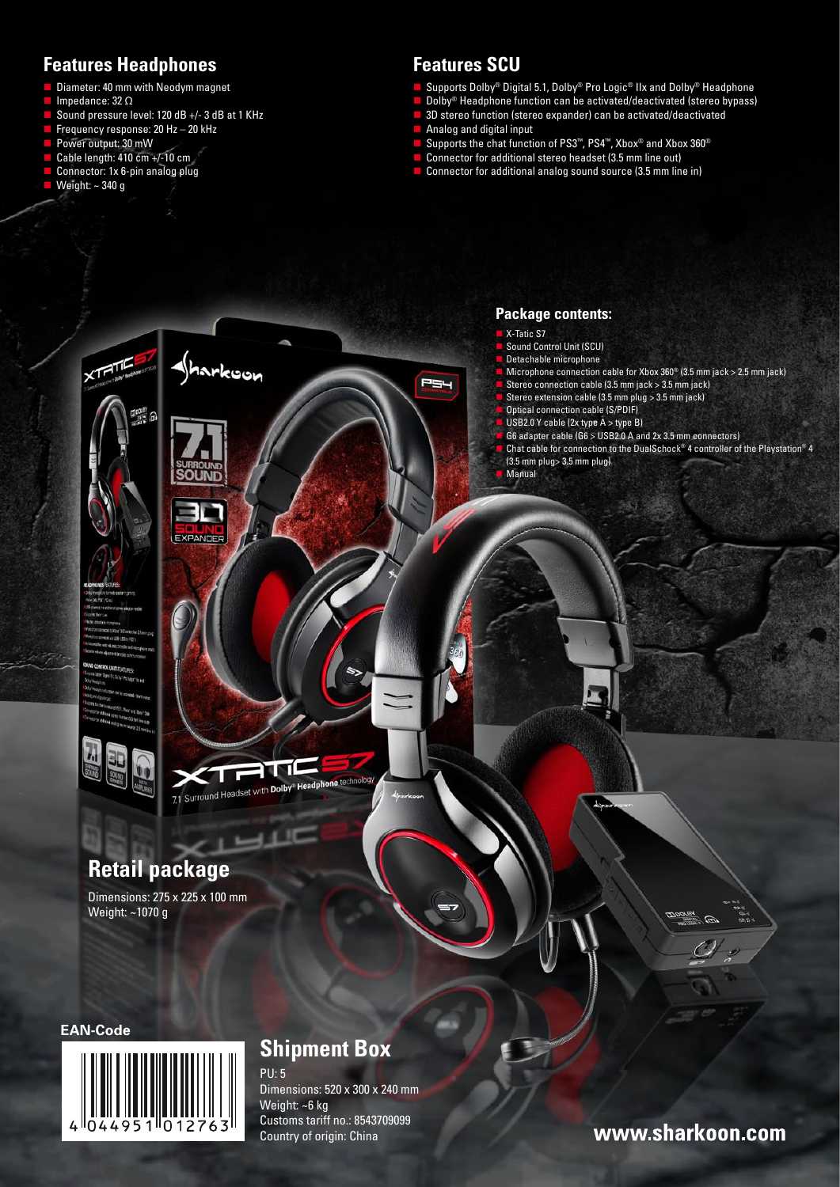## Features Headphones

- Diameter: 40 mm with Neodym magnet
- Impedance: 32 Ω
- Sound pressure level: 120 dB +/- 3 dB at 1 KHz
- Frequency response: 20 Hz – 20 kHz
- Power output: 30 mW
- Cable length: 410 cm +/-10 cm
- Connector: 1x 6-pin analog plug
- Weight: ~ 340 g

## Features SCU

- Supports Dolby® Digital 5.1, Dolby® Pro Logic® IIx and Dolby® Headphone
- Dolby® Headphone function can be activated/deactivated (stereo bypass)
- 3D stereo function (stereo expander) can be activated/deactivated
- Analog and digital input
- Supports the chat function of PS3™, PS4™, Xbox® and Xbox 360®
- Connector for additional stereo headset (3.5 mm line out)
- Connector for additional analog sound source (3.5 mm line in)

### Package contents:

- X-Tatic S7
- Sound Control Unit (SCU)
- Detachable microphone
- Microphone connection cable for Xbox 360® (3.5 mm jack > 2.5 mm jack)
- Stereo connection cable (3.5 mm jack > 3.5 mm jack)
- Stereo extension cable (3.5 mm plug > 3.5 mm jack)
- Optical connection cable (S/PDIF)
- USB2.0 Y cable (2x type A > type B)
- G6 adapter cable (G6 > USB2.0 A and 2x 3.5 mm connectors)
- Chat cable for connection to the DualSchock® 4 controller of the Playstation® 4 (3.5 mm plug> 3.5 mm plug)
- Manual

## Retail package

Dimensions: 275 x 225 x 100 mm
Weight: ~1070 g

### EAN-Code

4 044951 012763

## Shipment Box

PU: 5
Dimensions: 520 x 300 x 240 mm
Weight: ~6 kg
Customs tariff no.: 8543709099
Country of origin: China

**www.sharkoon.com**